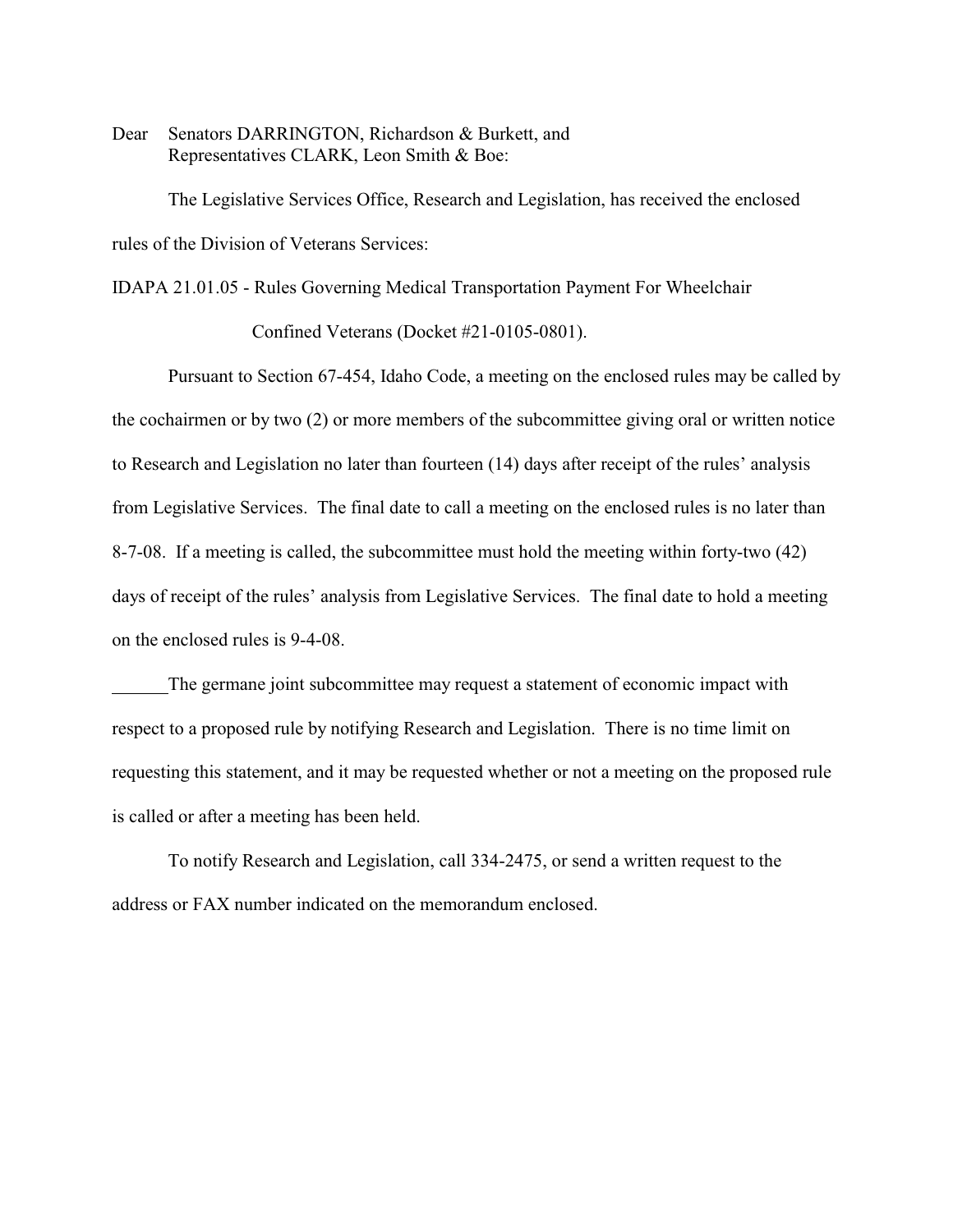Dear Senators DARRINGTON, Richardson & Burkett, and
Representatives CLARK, Leon Smith & Boe:

The Legislative Services Office, Research and Legislation, has received the enclosed rules of the Division of Veterans Services:

IDAPA 21.01.05 - Rules Governing Medical Transportation Payment For Wheelchair Confined Veterans (Docket #21-0105-0801).

Pursuant to Section 67-454, Idaho Code, a meeting on the enclosed rules may be called by the cochairmen or by two (2) or more members of the subcommittee giving oral or written notice to Research and Legislation no later than fourteen (14) days after receipt of the rules' analysis from Legislative Services. The final date to call a meeting on the enclosed rules is no later than 8-7-08. If a meeting is called, the subcommittee must hold the meeting within forty-two (42) days of receipt of the rules' analysis from Legislative Services. The final date to hold a meeting on the enclosed rules is 9-4-08.

______The germane joint subcommittee may request a statement of economic impact with respect to a proposed rule by notifying Research and Legislation. There is no time limit on requesting this statement, and it may be requested whether or not a meeting on the proposed rule is called or after a meeting has been held.

To notify Research and Legislation, call 334-2475, or send a written request to the address or FAX number indicated on the memorandum enclosed.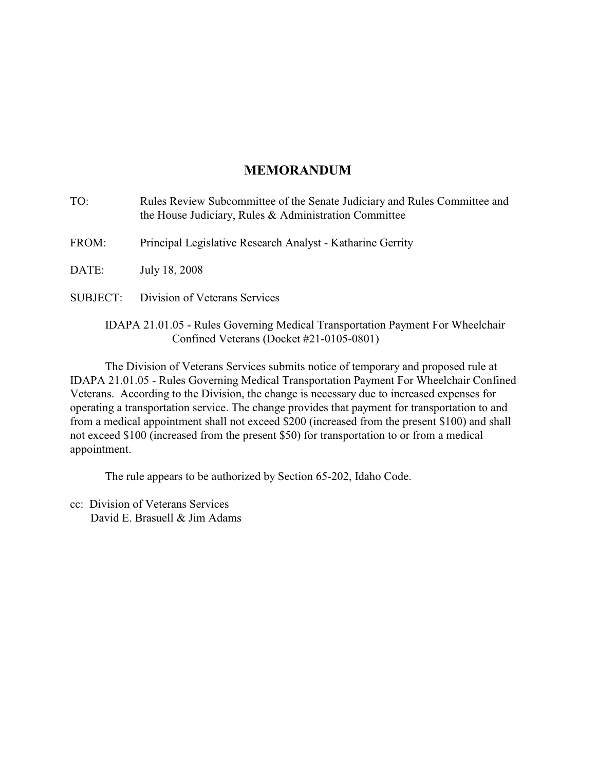# MEMORANDUM

TO: Rules Review Subcommittee of the Senate Judiciary and Rules Committee and the House Judiciary, Rules & Administration Committee

FROM: Principal Legislative Research Analyst - Katharine Gerrity

DATE: July 18, 2008

SUBJECT: Division of Veterans Services

IDAPA 21.01.05 - Rules Governing Medical Transportation Payment For Wheelchair Confined Veterans (Docket #21-0105-0801)

The Division of Veterans Services submits notice of temporary and proposed rule at IDAPA 21.01.05 - Rules Governing Medical Transportation Payment For Wheelchair Confined Veterans. According to the Division, the change is necessary due to increased expenses for operating a transportation service. The change provides that payment for transportation to and from a medical appointment shall not exceed $200 (increased from the present $100) and shall not exceed $100 (increased from the present $50) for transportation to or from a medical appointment.

The rule appears to be authorized by Section 65-202, Idaho Code.

cc: Division of Veterans Services
David E. Brasuell & Jim Adams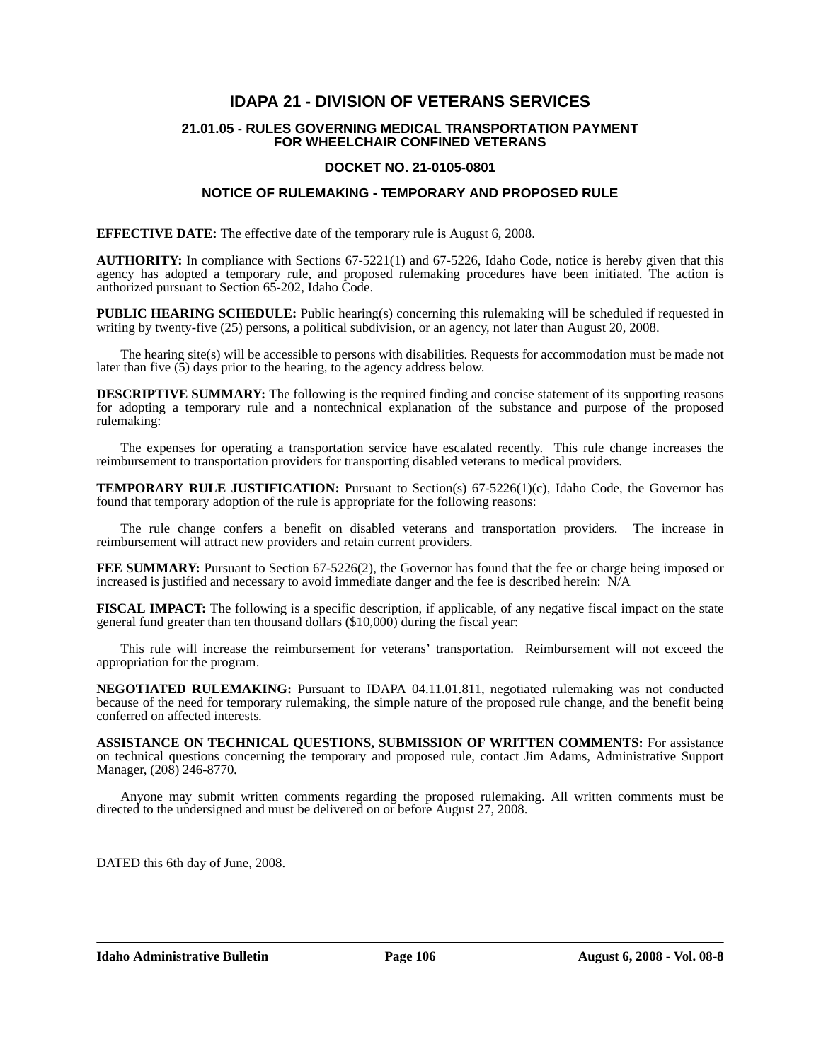# IDAPA 21 - DIVISION OF VETERANS SERVICES

## 21.01.05 - RULES GOVERNING MEDICAL TRANSPORTATION PAYMENT FOR WHEELCHAIR CONFINED VETERANS

## DOCKET NO. 21-0105-0801

## NOTICE OF RULEMAKING - TEMPORARY AND PROPOSED RULE

**EFFECTIVE DATE:** The effective date of the temporary rule is August 6, 2008.

**AUTHORITY:** In compliance with Sections 67-5221(1) and 67-5226, Idaho Code, notice is hereby given that this agency has adopted a temporary rule, and proposed rulemaking procedures have been initiated. The action is authorized pursuant to Section 65-202, Idaho Code.

**PUBLIC HEARING SCHEDULE:** Public hearing(s) concerning this rulemaking will be scheduled if requested in writing by twenty-five (25) persons, a political subdivision, or an agency, not later than August 20, 2008.

The hearing site(s) will be accessible to persons with disabilities. Requests for accommodation must be made not later than five (5) days prior to the hearing, to the agency address below.

**DESCRIPTIVE SUMMARY:** The following is the required finding and concise statement of its supporting reasons for adopting a temporary rule and a nontechnical explanation of the substance and purpose of the proposed rulemaking:

The expenses for operating a transportation service have escalated recently. This rule change increases the reimbursement to transportation providers for transporting disabled veterans to medical providers.

**TEMPORARY RULE JUSTIFICATION:** Pursuant to Section(s) 67-5226(1)(c), Idaho Code, the Governor has found that temporary adoption of the rule is appropriate for the following reasons:

The rule change confers a benefit on disabled veterans and transportation providers. The increase in reimbursement will attract new providers and retain current providers.

**FEE SUMMARY:** Pursuant to Section 67-5226(2), the Governor has found that the fee or charge being imposed or increased is justified and necessary to avoid immediate danger and the fee is described herein: N/A

**FISCAL IMPACT:** The following is a specific description, if applicable, of any negative fiscal impact on the state general fund greater than ten thousand dollars ($10,000) during the fiscal year:

This rule will increase the reimbursement for veterans' transportation. Reimbursement will not exceed the appropriation for the program.

**NEGOTIATED RULEMAKING:** Pursuant to IDAPA 04.11.01.811, negotiated rulemaking was not conducted because of the need for temporary rulemaking, the simple nature of the proposed rule change, and the benefit being conferred on affected interests.

**ASSISTANCE ON TECHNICAL QUESTIONS, SUBMISSION OF WRITTEN COMMENTS:** For assistance on technical questions concerning the temporary and proposed rule, contact Jim Adams, Administrative Support Manager, (208) 246-8770.

Anyone may submit written comments regarding the proposed rulemaking. All written comments must be directed to the undersigned and must be delivered on or before August 27, 2008.

DATED this 6th day of June, 2008.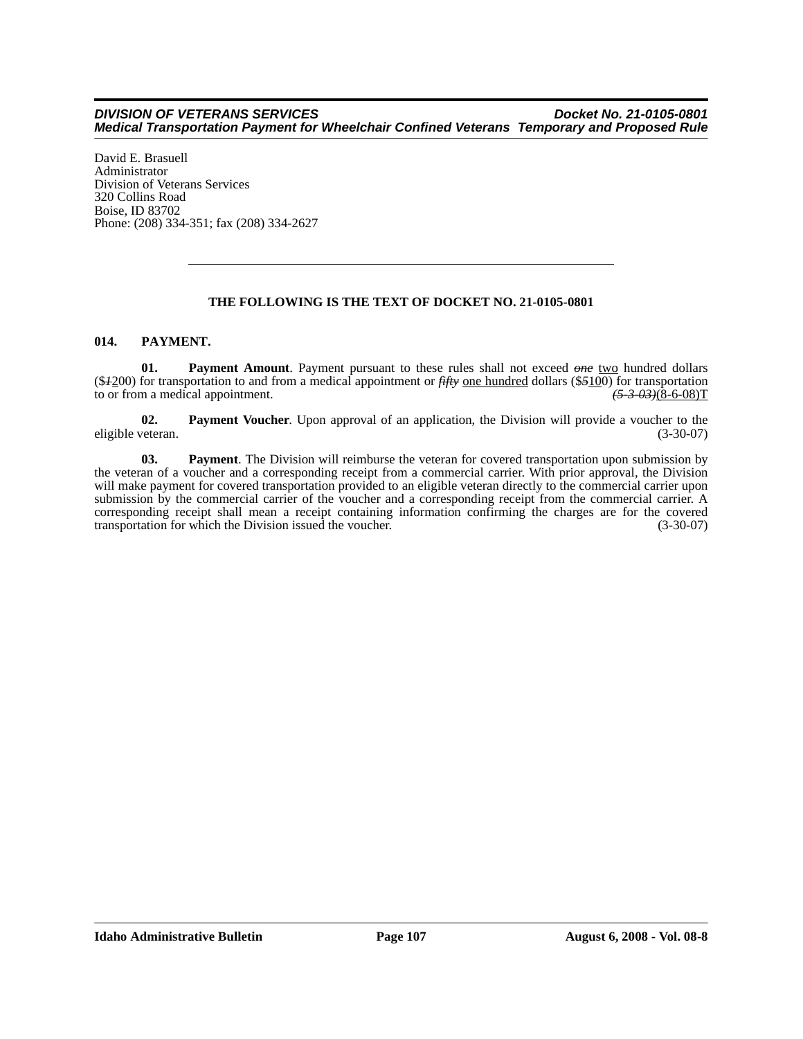David E. Brasuell
Administrator
Division of Veterans Services
320 Collins Road
Boise, ID 83702
Phone: (208) 334-351; fax (208) 334-2627

---

**THE FOLLOWING IS THE TEXT OF DOCKET NO. 21-0105-0801**

**014. PAYMENT.**

**01. Payment Amount**. Payment pursuant to these rules shall not exceed ~~*one*~~ <u>two</u> hundred dollars ($~~*1*~~<u>2</u>00) for transportation to and from a medical appointment or ~~*fifty*~~ <u>one hundred</u> dollars ($~~*5*~~<u>10</u>0) for transportation to or from a medical appointment. ~~*(5-3-03)*~~<u>(8-6-08)T</u>

**02. Payment Voucher**. Upon approval of an application, the Division will provide a voucher to the eligible veteran. (3-30-07)

**03. Payment**. The Division will reimburse the veteran for covered transportation upon submission by the veteran of a voucher and a corresponding receipt from a commercial carrier. With prior approval, the Division will make payment for covered transportation provided to an eligible veteran directly to the commercial carrier upon submission by the commercial carrier of the voucher and a corresponding receipt from the commercial carrier. A corresponding receipt shall mean a receipt containing information confirming the charges are for the covered transportation for which the Division issued the voucher. (3-30-07)